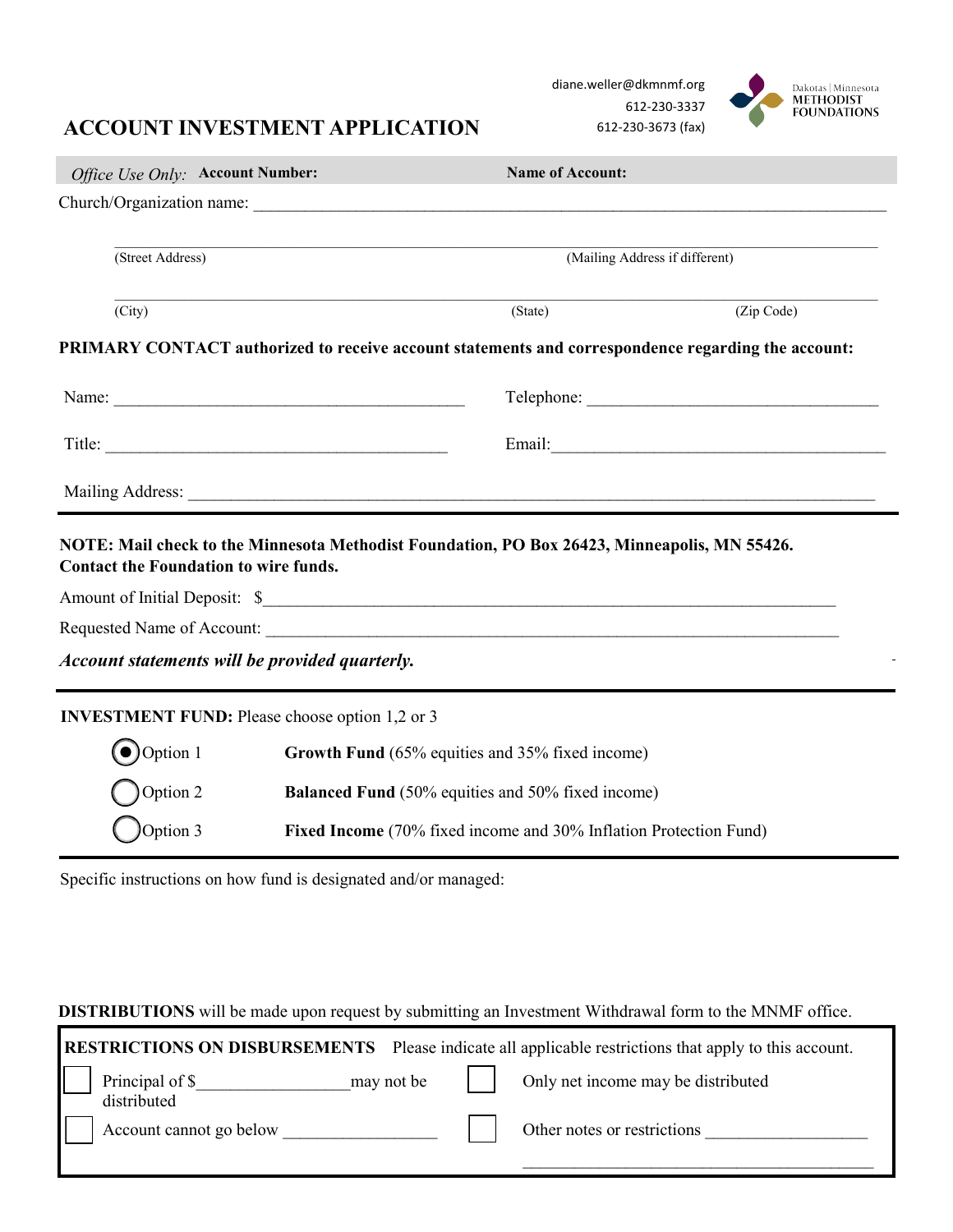diane.weller@dkmnmf.org
612-230-3337
612-230-3673 (fax)

Dakotas | Minnesota METHODIST FOUNDATIONS

# ACCOUNT INVESTMENT APPLICATION

*Office Use Only:* **Account Number:** **Name of Account:**

Church/Organization name: ______________________________________________

______________________________ ______________________________
(Street Address) (Mailing Address if different)

______________________________ ______________ ______________
(City) (State) (Zip Code)

**PRIMARY CONTACT authorized to receive account statements and correspondence regarding the account:**

Name: ______________________________ Telephone: ______________________________

Title: ______________________________ Email: ______________________________

Mailing Address: ______________________________________________

**NOTE: Mail check to the Minnesota Methodist Foundation, PO Box 26423, Minneapolis, MN 55426. Contact the Foundation to wire funds.**

Amount of Initial Deposit: $______________________________________________

Requested Name of Account: ______________________________________________

***Account statements will be provided quarterly.***

**INVESTMENT FUND:** Please choose option 1,2 or 3

- (●) Option 1 — **Growth Fund** (65% equities and 35% fixed income)
- ( ) Option 2 — **Balanced Fund** (50% equities and 50% fixed income)
- ( ) Option 3 — **Fixed Income** (70% fixed income and 30% Inflation Protection Fund)

Specific instructions on how fund is designated and/or managed:

**DISTRIBUTIONS** will be made upon request by submitting an Investment Withdrawal form to the MNMF office.

**RESTRICTIONS ON DISBURSEMENTS** Please indicate all applicable restrictions that apply to this account.

- ☐ Principal of $________________ may not be distributed
- ☐ Only net income may be distributed
- ☐ Account cannot go below ________________
- ☐ Other notes or restrictions ________________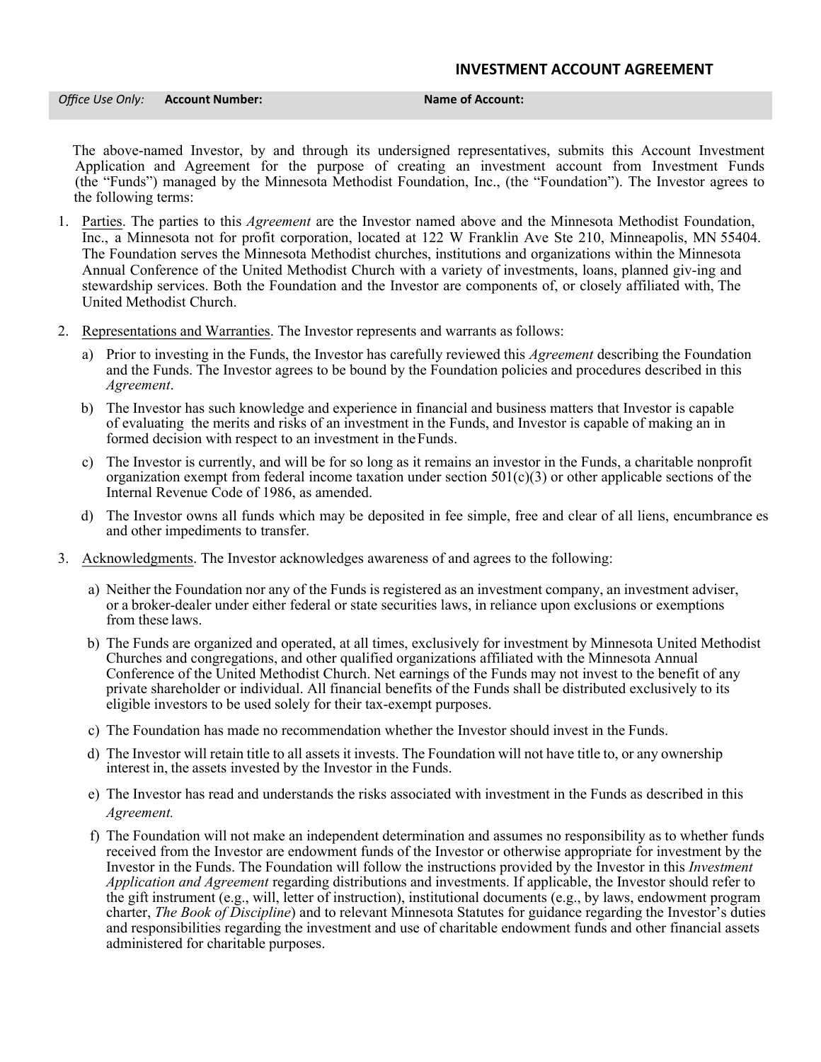## INVESTMENT ACCOUNT AGREEMENT

| *Office Use Only:* | **Account Number:** | **Name of Account:** |
|---|---|---|

The above-named Investor, by and through its undersigned representatives, submits this Account Investment Application and Agreement for the purpose of creating an investment account from Investment Funds (the "Funds") managed by the Minnesota Methodist Foundation, Inc., (the "Foundation"). The Investor agrees to the following terms:

1. Parties. The parties to this *Agreement* are the Investor named above and the Minnesota Methodist Foundation, Inc., a Minnesota not for profit corporation, located at 122 W Franklin Ave Ste 210, Minneapolis, MN 55404. The Foundation serves the Minnesota Methodist churches, institutions and organizations within the Minnesota Annual Conference of the United Methodist Church with a variety of investments, loans, planned giv-ing and stewardship services. Both the Foundation and the Investor are components of, or closely affiliated with, The United Methodist Church.

2. Representations and Warranties. The Investor represents and warrants as follows:
   a) Prior to investing in the Funds, the Investor has carefully reviewed this *Agreement* describing the Foundation and the Funds. The Investor agrees to be bound by the Foundation policies and procedures described in this *Agreement*.
   b) The Investor has such knowledge and experience in financial and business matters that Investor is capable of evaluating the merits and risks of an investment in the Funds, and Investor is capable of making an in formed decision with respect to an investment in the Funds.
   c) The Investor is currently, and will be for so long as it remains an investor in the Funds, a charitable nonprofit organization exempt from federal income taxation under section 501(c)(3) or other applicable sections of the Internal Revenue Code of 1986, as amended.
   d) The Investor owns all funds which may be deposited in fee simple, free and clear of all liens, encumbrance es and other impediments to transfer.

3. Acknowledgments. The Investor acknowledges awareness of and agrees to the following:
   a) Neither the Foundation nor any of the Funds is registered as an investment company, an investment adviser, or a broker-dealer under either federal or state securities laws, in reliance upon exclusions or exemptions from these laws.
   b) The Funds are organized and operated, at all times, exclusively for investment by Minnesota United Methodist Churches and congregations, and other qualified organizations affiliated with the Minnesota Annual Conference of the United Methodist Church. Net earnings of the Funds may not invest to the benefit of any private shareholder or individual. All financial benefits of the Funds shall be distributed exclusively to its eligible investors to be used solely for their tax-exempt purposes.
   c) The Foundation has made no recommendation whether the Investor should invest in the Funds.
   d) The Investor will retain title to all assets it invests. The Foundation will not have title to, or any ownership interest in, the assets invested by the Investor in the Funds.
   e) The Investor has read and understands the risks associated with investment in the Funds as described in this *Agreement.*
   f) The Foundation will not make an independent determination and assumes no responsibility as to whether funds received from the Investor are endowment funds of the Investor or otherwise appropriate for investment by the Investor in the Funds. The Foundation will follow the instructions provided by the Investor in this *Investment Application and Agreement* regarding distributions and investments. If applicable, the Investor should refer to the gift instrument (e.g., will, letter of instruction), institutional documents (e.g., by laws, endowment program charter, *The Book of Discipline*) and to relevant Minnesota Statutes for guidance regarding the Investor's duties and responsibilities regarding the investment and use of charitable endowment funds and other financial assets administered for charitable purposes.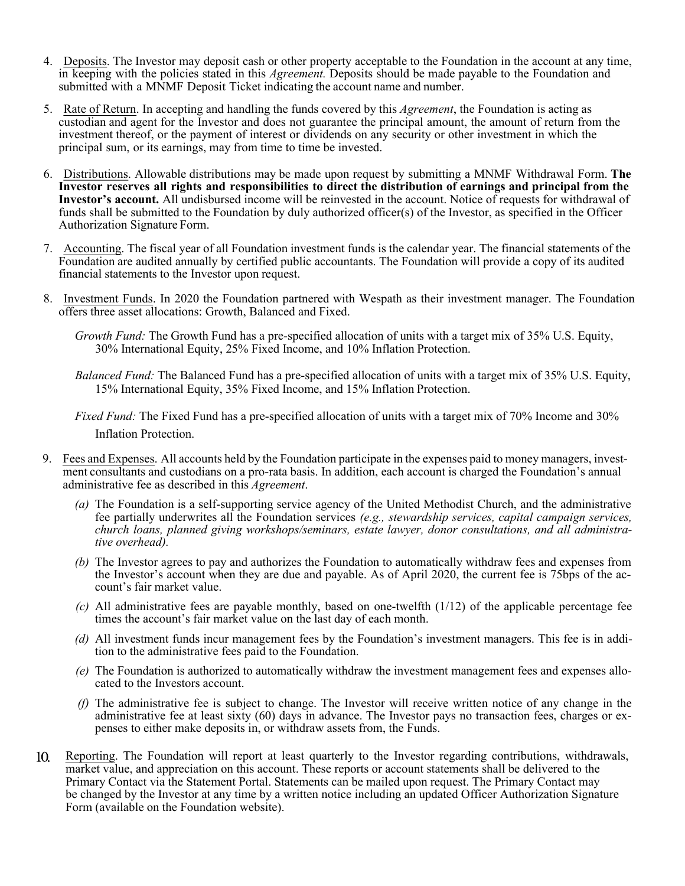4. Deposits. The Investor may deposit cash or other property acceptable to the Foundation in the account at any time, in keeping with the policies stated in this *Agreement.* Deposits should be made payable to the Foundation and submitted with a MNMF Deposit Ticket indicating the account name and number.

5. Rate of Return. In accepting and handling the funds covered by this *Agreement*, the Foundation is acting as custodian and agent for the Investor and does not guarantee the principal amount, the amount of return from the investment thereof, or the payment of interest or dividends on any security or other investment in which the principal sum, or its earnings, may from time to time be invested.

6. Distributions. Allowable distributions may be made upon request by submitting a MNMF Withdrawal Form. **The Investor reserves all rights and responsibilities to direct the distribution of earnings and principal from the Investor's account.** All undisbursed income will be reinvested in the account. Notice of requests for withdrawal of funds shall be submitted to the Foundation by duly authorized officer(s) of the Investor, as specified in the Officer Authorization Signature Form.

7. Accounting. The fiscal year of all Foundation investment funds is the calendar year. The financial statements of the Foundation are audited annually by certified public accountants. The Foundation will provide a copy of its audited financial statements to the Investor upon request.

8. Investment Funds. In 2020 the Foundation partnered with Wespath as their investment manager. The Foundation offers three asset allocations: Growth, Balanced and Fixed.

   *Growth Fund:* The Growth Fund has a pre-specified allocation of units with a target mix of 35% U.S. Equity, 30% International Equity, 25% Fixed Income, and 10% Inflation Protection.

   *Balanced Fund:* The Balanced Fund has a pre-specified allocation of units with a target mix of 35% U.S. Equity, 15% International Equity, 35% Fixed Income, and 15% Inflation Protection.

   *Fixed Fund:* The Fixed Fund has a pre-specified allocation of units with a target mix of 70% Income and 30% Inflation Protection.

9. Fees and Expenses. All accounts held by the Foundation participate in the expenses paid to money managers, investment consultants and custodians on a pro-rata basis. In addition, each account is charged the Foundation's annual administrative fee as described in this *Agreement*.

   *(a)* The Foundation is a self-supporting service agency of the United Methodist Church, and the administrative fee partially underwrites all the Foundation services *(e.g., stewardship services, capital campaign services, church loans, planned giving workshops/seminars, estate lawyer, donor consultations, and all administrative overhead).*

   *(b)* The Investor agrees to pay and authorizes the Foundation to automatically withdraw fees and expenses from the Investor's account when they are due and payable. As of April 2020, the current fee is 75bps of the account's fair market value.

   *(c)* All administrative fees are payable monthly, based on one-twelfth (1/12) of the applicable percentage fee times the account's fair market value on the last day of each month.

   *(d)* All investment funds incur management fees by the Foundation's investment managers. This fee is in addition to the administrative fees paid to the Foundation.

   *(e)* The Foundation is authorized to automatically withdraw the investment management fees and expenses allocated to the Investors account.

   *(f)* The administrative fee is subject to change. The Investor will receive written notice of any change in the administrative fee at least sixty (60) days in advance. The Investor pays no transaction fees, charges or expenses to either make deposits in, or withdraw assets from, the Funds.

10. Reporting. The Foundation will report at least quarterly to the Investor regarding contributions, withdrawals, market value, and appreciation on this account. These reports or account statements shall be delivered to the Primary Contact via the Statement Portal. Statements can be mailed upon request. The Primary Contact may be changed by the Investor at any time by a written notice including an updated Officer Authorization Signature Form (available on the Foundation website).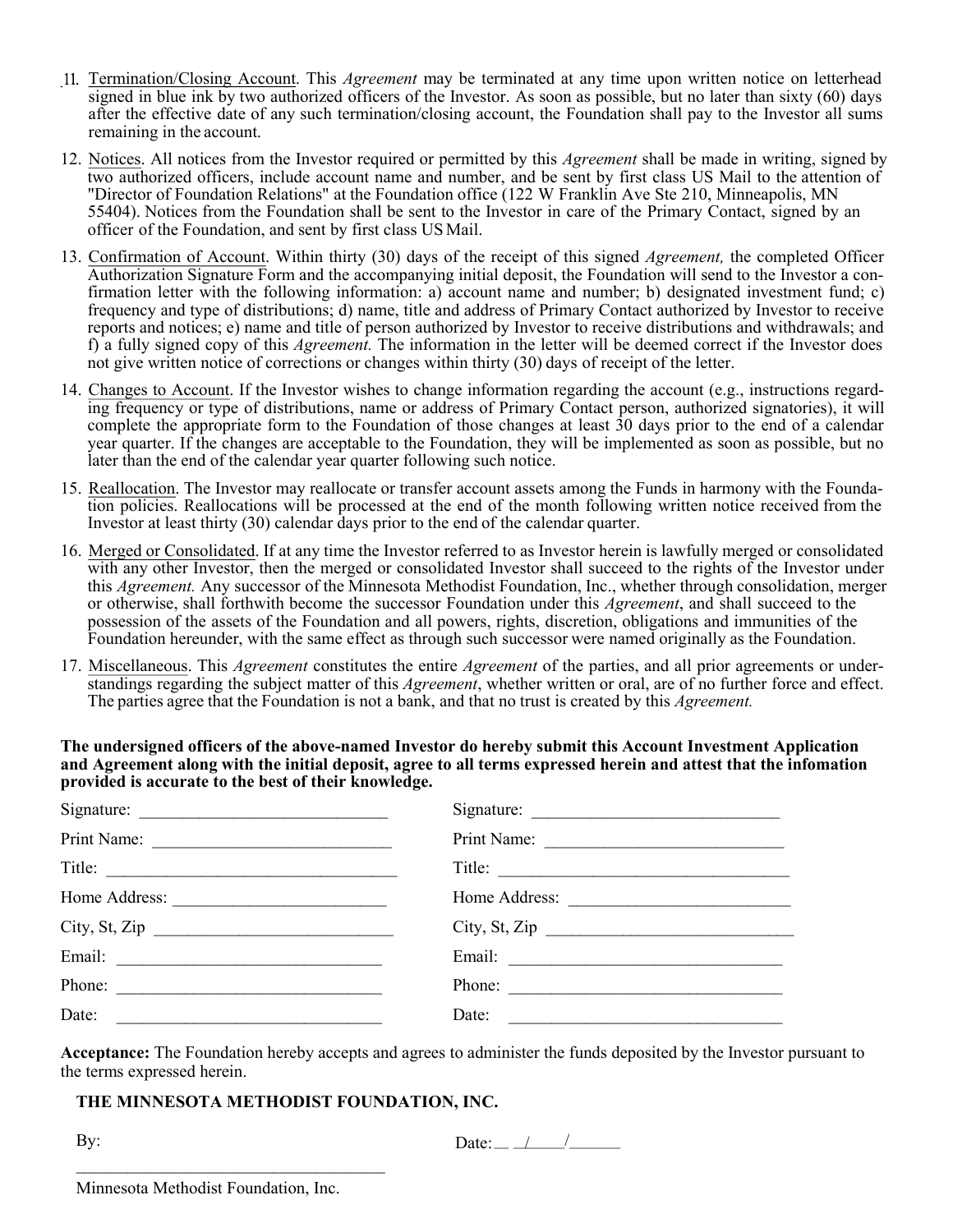11. Termination/Closing Account. This *Agreement* may be terminated at any time upon written notice on letterhead signed in blue ink by two authorized officers of the Investor. As soon as possible, but no later than sixty (60) days after the effective date of any such termination/closing account, the Foundation shall pay to the Investor all sums remaining in the account.

12. Notices. All notices from the Investor required or permitted by this *Agreement* shall be made in writing, signed by two authorized officers, include account name and number, and be sent by first class US Mail to the attention of "Director of Foundation Relations" at the Foundation office (122 W Franklin Ave Ste 210, Minneapolis, MN 55404). Notices from the Foundation shall be sent to the Investor in care of the Primary Contact, signed by an officer of the Foundation, and sent by first class US Mail.

13. Confirmation of Account. Within thirty (30) days of the receipt of this signed *Agreement,* the completed Officer Authorization Signature Form and the accompanying initial deposit, the Foundation will send to the Investor a confirmation letter with the following information: a) account name and number; b) designated investment fund; c) frequency and type of distributions; d) name, title and address of Primary Contact authorized by Investor to receive reports and notices; e) name and title of person authorized by Investor to receive distributions and withdrawals; and f) a fully signed copy of this *Agreement.* The information in the letter will be deemed correct if the Investor does not give written notice of corrections or changes within thirty (30) days of receipt of the letter.

14. Changes to Account. If the Investor wishes to change information regarding the account (e.g., instructions regarding frequency or type of distributions, name or address of Primary Contact person, authorized signatories), it will complete the appropriate form to the Foundation of those changes at least 30 days prior to the end of a calendar year quarter. If the changes are acceptable to the Foundation, they will be implemented as soon as possible, but no later than the end of the calendar year quarter following such notice.

15. Reallocation. The Investor may reallocate or transfer account assets among the Funds in harmony with the Foundation policies. Reallocations will be processed at the end of the month following written notice received from the Investor at least thirty (30) calendar days prior to the end of the calendar quarter.

16. Merged or Consolidated. If at any time the Investor referred to as Investor herein is lawfully merged or consolidated with any other Investor, then the merged or consolidated Investor shall succeed to the rights of the Investor under this *Agreement.* Any successor of the Minnesota Methodist Foundation, Inc., whether through consolidation, merger or otherwise, shall forthwith become the successor Foundation under this *Agreement*, and shall succeed to the possession of the assets of the Foundation and all powers, rights, discretion, obligations and immunities of the Foundation hereunder, with the same effect as through such successor were named originally as the Foundation.

17. Miscellaneous. This *Agreement* constitutes the entire *Agreement* of the parties, and all prior agreements or understandings regarding the subject matter of this *Agreement*, whether written or oral, are of no further force and effect. The parties agree that the Foundation is not a bank, and that no trust is created by this *Agreement.*

**The undersigned officers of the above-named Investor do hereby submit this Account Investment Application and Agreement along with the initial deposit, agree to all terms expressed herein and attest that the infomation provided is accurate to the best of their knowledge.**

| | |
|---|---|
| Signature: ______________________ | Signature: ______________________ |
| Print Name: ______________________ | Print Name: ______________________ |
| Title: ______________________ | Title: ______________________ |
| Home Address: ______________________ | Home Address: ______________________ |
| City, St, Zip ______________________ | City, St, Zip ______________________ |
| Email: ______________________ | Email: ______________________ |
| Phone: ______________________ | Phone: ______________________ |
| Date: ______________________ | Date: ______________________ |

**Acceptance:** The Foundation hereby accepts and agrees to administer the funds deposited by the Investor pursuant to the terms expressed herein.

**THE MINNESOTA METHODIST FOUNDATION, INC.**

By: ______________________ Date: ___/___/______

Minnesota Methodist Foundation, Inc.